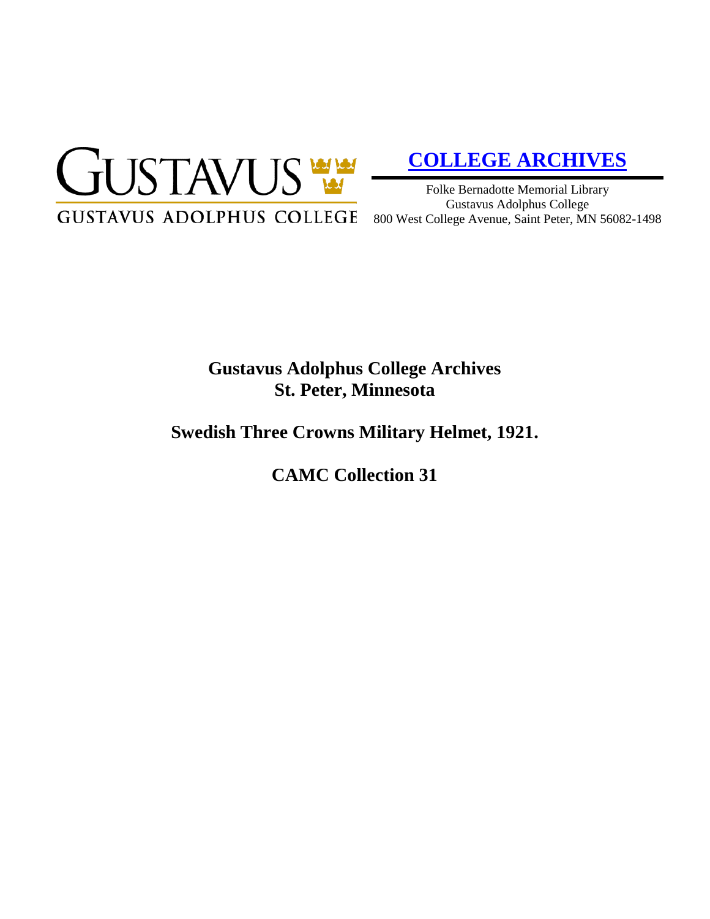GUSTAVUS

GUSTAVUS ADOLPHUS COLLEGE

**[COLLEGE ARCHIVES]**

Folke Bernadotte Memorial Library
Gustavus Adolphus College
800 West College Avenue, Saint Peter, MN 56082-1498

# Gustavus Adolphus College Archives
# St. Peter, Minnesota

## Swedish Three Crowns Military Helmet, 1921.

## CAMC Collection 31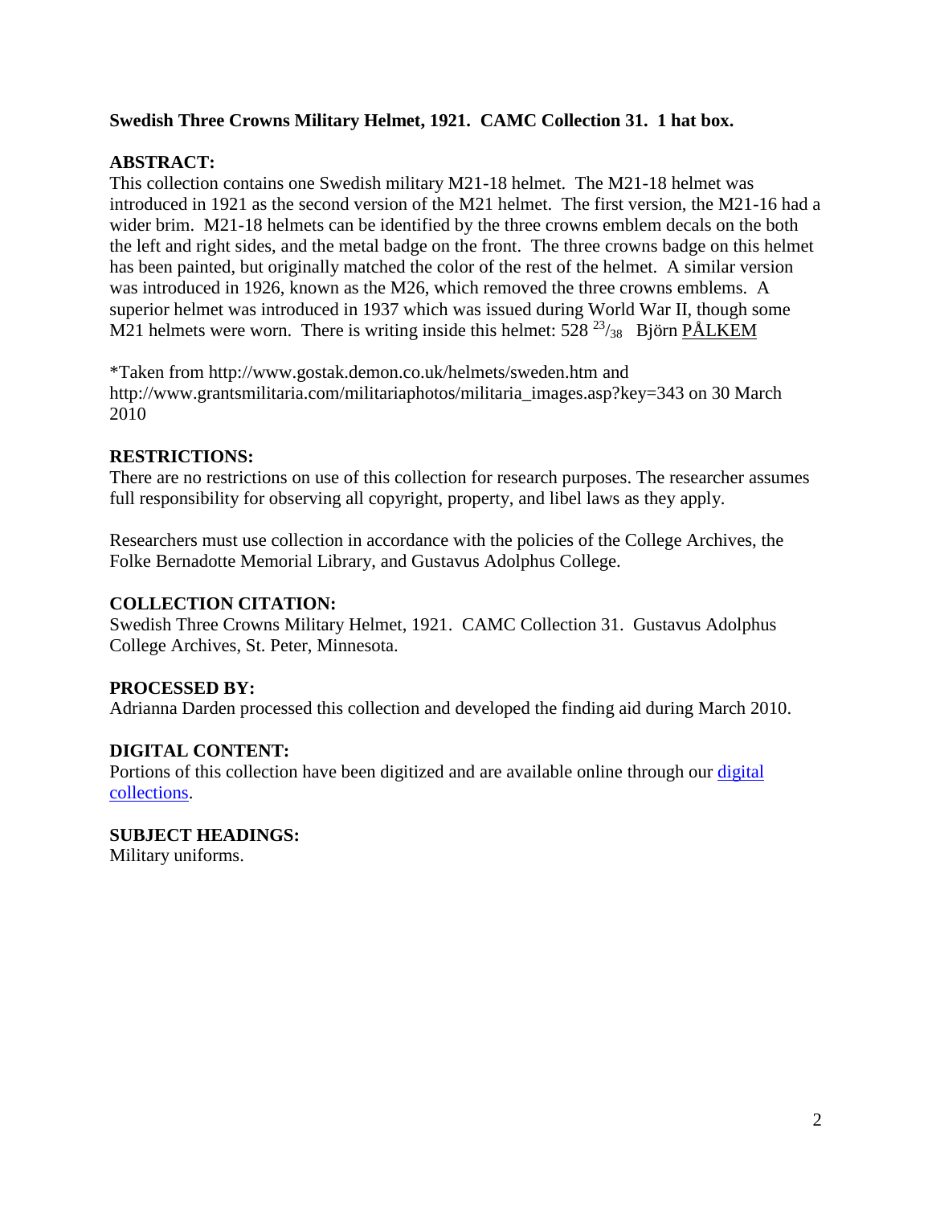**Swedish Three Crowns Military Helmet, 1921. CAMC Collection 31. 1 hat box.**

**ABSTRACT:**
This collection contains one Swedish military M21-18 helmet. The M21-18 helmet was introduced in 1921 as the second version of the M21 helmet. The first version, the M21-16 had a wider brim. M21-18 helmets can be identified by the three crowns emblem decals on the both the left and right sides, and the metal badge on the front. The three crowns badge on this helmet has been painted, but originally matched the color of the rest of the helmet. A similar version was introduced in 1926, known as the M26, which removed the three crowns emblems. A superior helmet was introduced in 1937 which was issued during World War II, though some M21 helmets were worn. There is writing inside this helmet: 528 $^{23}/_{38}$ Björn PÅLKEM

*Taken from http://www.gostak.demon.co.uk/helmets/sweden.htm and http://www.grantsmilitaria.com/militariaphotos/militaria_images.asp?key=343 on 30 March 2010

**RESTRICTIONS:**
There are no restrictions on use of this collection for research purposes. The researcher assumes full responsibility for observing all copyright, property, and libel laws as they apply.

Researchers must use collection in accordance with the policies of the College Archives, the Folke Bernadotte Memorial Library, and Gustavus Adolphus College.

**COLLECTION CITATION:**
Swedish Three Crowns Military Helmet, 1921. CAMC Collection 31. Gustavus Adolphus College Archives, St. Peter, Minnesota.

**PROCESSED BY:**
Adrianna Darden processed this collection and developed the finding aid during March 2010.

**DIGITAL CONTENT:**
Portions of this collection have been digitized and are available online through our digital collections.

**SUBJECT HEADINGS:**
Military uniforms.